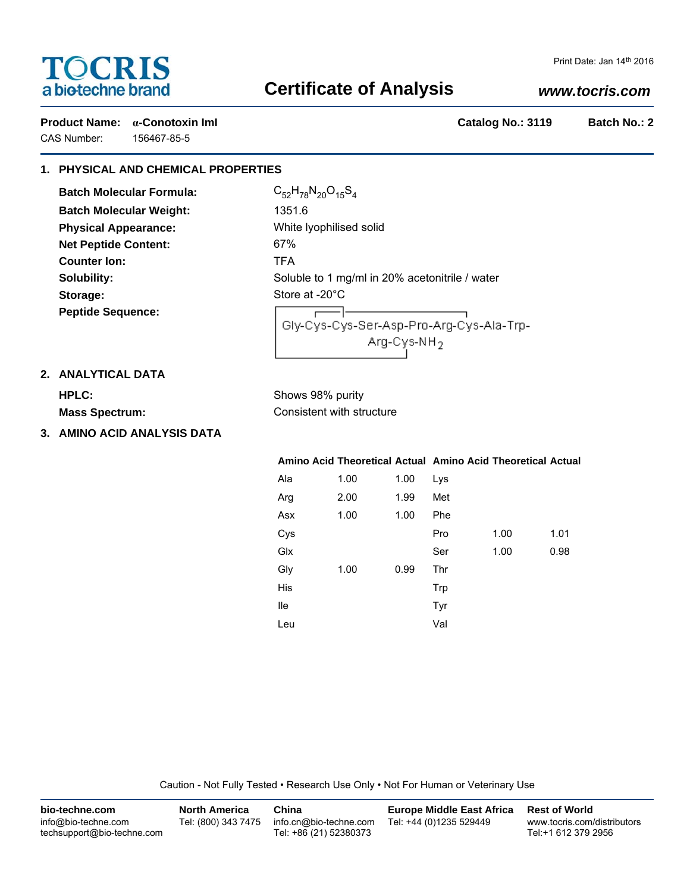# TOCRIS
a biotechne brand

Print Date: Jan 14th 2016

# Certificate of Analysis

***www.tocris.com***

**Product Name:** **α-Conotoxin ImI** **Catalog No.: 3119** **Batch No.: 2**

CAS Number: 156467-85-5

## 1. PHYSICAL AND CHEMICAL PROPERTIES

**Batch Molecular Formula:** $C_{52}H_{78}N_{20}O_{15}S_4$

**Batch Molecular Weight:** 1351.6

**Physical Appearance:** White lyophilised solid

**Net Peptide Content:** 67%

**Counter Ion:** TFA

**Solubility:** Soluble to 1 mg/ml in 20% acetonitrile / water

**Storage:** Store at -20°C

**Peptide Sequence:** Gly-Cys-Cys-Ser-Asp-Pro-Arg-Cys-Ala-Trp-Arg-Cys-$NH_2$

## 2. ANALYTICAL DATA

**HPLC:** Shows 98% purity

**Mass Spectrum:** Consistent with structure

## 3. AMINO ACID ANALYSIS DATA

| Amino Acid | Theoretical | Actual | Amino Acid | Theoretical | Actual |
|---|---|---|---|---|---|
| Ala | 1.00 | 1.00 | Lys | | |
| Arg | 2.00 | 1.99 | Met | | |
| Asx | 1.00 | 1.00 | Phe | | |
| Cys | | | Pro | 1.00 | 1.01 |
| Glx | | | Ser | 1.00 | 0.98 |
| Gly | 1.00 | 0.99 | Thr | | |
| His | | | Trp | | |
| Ile | | | Tyr | | |
| Leu | | | Val | | |

Caution - Not Fully Tested • Research Use Only • Not For Human or Veterinary Use

**bio-techne.com**
info@bio-techne.com
techsupport@bio-techne.com

**North America**
Tel: (800) 343 7475

**China**
info.cn@bio-techne.com
Tel: +86 (21) 52380373

**Europe Middle East Africa**
Tel: +44 (0)1235 529449

**Rest of World**
www.tocris.com/distributors
Tel:+1 612 379 2956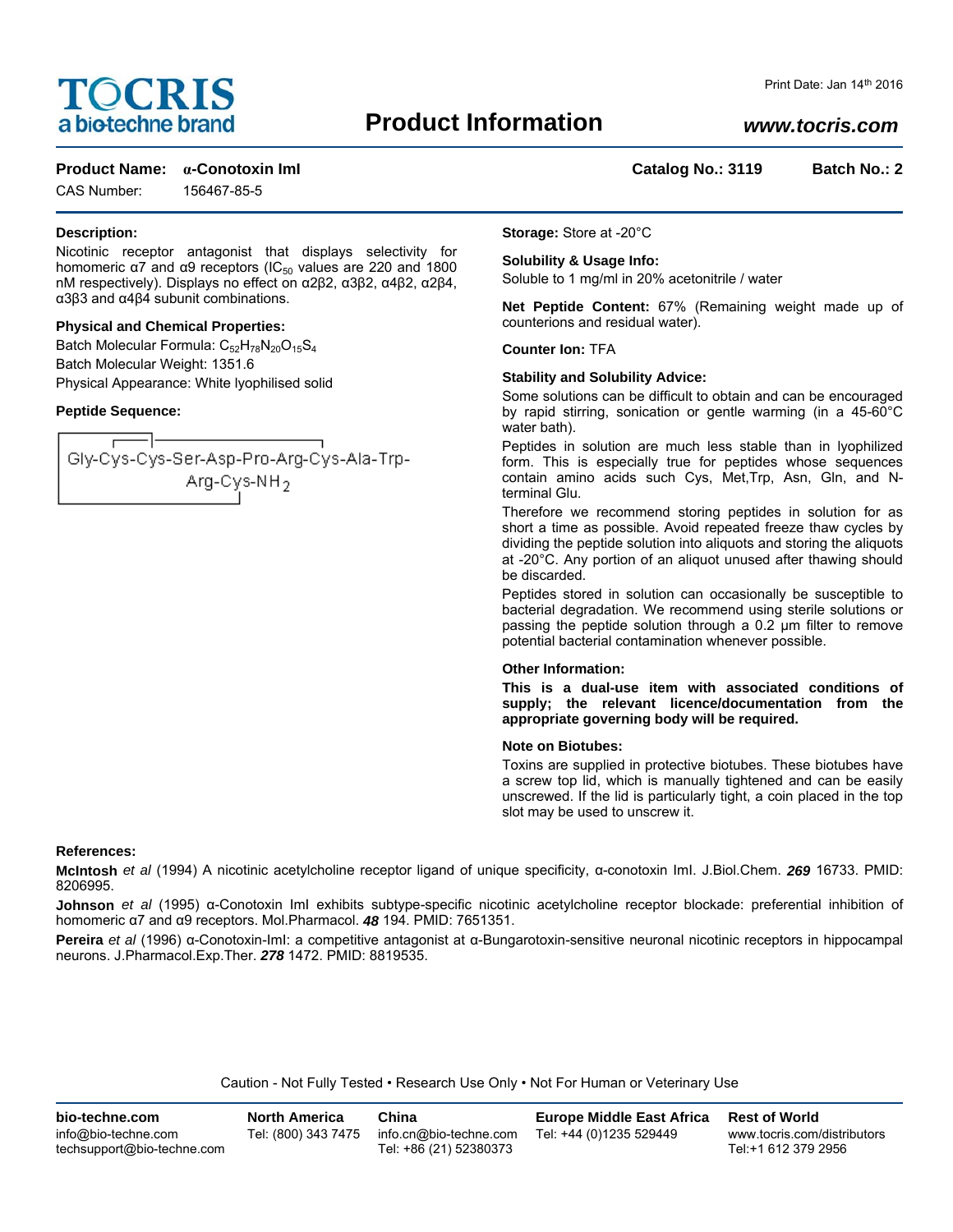# TOCRIS
a biotechne brand

Print Date: Jan 14th 2016

## Product Information

*www.tocris.com*

**Product Name:** **α-Conotoxin ImI** **Catalog No.: 3119** **Batch No.: 2**

CAS Number: 156467-85-5

### Description:

Nicotinic receptor antagonist that displays selectivity for homomeric α7 and α9 receptors ($IC_{50}$ values are 220 and 1800 nM respectively). Displays no effect on α2β2, α3β2, α4β2, α2β4, α3β3 and α4β4 subunit combinations.

### Physical and Chemical Properties:

Batch Molecular Formula: $C_{52}H_{78}N_{20}O_{15}S_4$

Batch Molecular Weight: 1351.6

Physical Appearance: White lyophilised solid

### Peptide Sequence:

Gly-Cys-Cys-Ser-Asp-Pro-Arg-Cys-Ala-Trp-Arg-Cys-$NH_2$

**Storage:** Store at -20°C

### Solubility & Usage Info:

Soluble to 1 mg/ml in 20% acetonitrile / water

**Net Peptide Content:** 67% (Remaining weight made up of counterions and residual water).

**Counter Ion:** TFA

### Stability and Solubility Advice:

Some solutions can be difficult to obtain and can be encouraged by rapid stirring, sonication or gentle warming (in a 45-60°C water bath).

Peptides in solution are much less stable than in lyophilized form. This is especially true for peptides whose sequences contain amino acids such as Cys, Met,Trp, Asn, Gln, and N-terminal Glu.

Therefore we recommend storing peptides in solution for as short a time as possible. Avoid repeated freeze thaw cycles by dividing the peptide solution into aliquots and storing the aliquots at -20°C. Any portion of an aliquot unused after thawing should be discarded.

Peptides stored in solution can occasionally be susceptible to bacterial degradation. We recommend using sterile solutions or passing the peptide solution through a 0.2 µm filter to remove potential bacterial contamination whenever possible.

### Other Information:

**This is a dual-use item with associated conditions of supply; the relevant licence/documentation from the appropriate governing body will be required.**

### Note on Biotubes:

Toxins are supplied in protective biotubes. These biotubes have a screw top lid, which is manually tightened and can be easily unscrewed. If the lid is particularly tight, a coin placed in the top slot may be used to unscrew it.

### References:

**McIntosh** *et al* (1994) A nicotinic acetylcholine receptor ligand of unique specificity, α-conotoxin ImI. J.Biol.Chem. ***269*** 16733. PMID: 8206995.

**Johnson** *et al* (1995) α-Conotoxin ImI exhibits subtype-specific nicotinic acetylcholine receptor blockade: preferential inhibition of homomeric α7 and α9 receptors. Mol.Pharmacol. ***48*** 194. PMID: 7651351.

**Pereira** *et al* (1996) α-Conotoxin-ImI: a competitive antagonist at α-Bungarotoxin-sensitive neuronal nicotinic receptors in hippocampal neurons. J.Pharmacol.Exp.Ther. ***278*** 1472. PMID: 8819535.

Caution - Not Fully Tested • Research Use Only • Not For Human or Veterinary Use

**bio-techne.com**
info@bio-techne.com
techsupport@bio-techne.com

**North America**
Tel: (800) 343 7475

**China**
info.cn@bio-techne.com
Tel: +86 (21) 52380373

**Europe Middle East Africa**
Tel: +44 (0)1235 529449

**Rest of World**
www.tocris.com/distributors
Tel:+1 612 379 2956